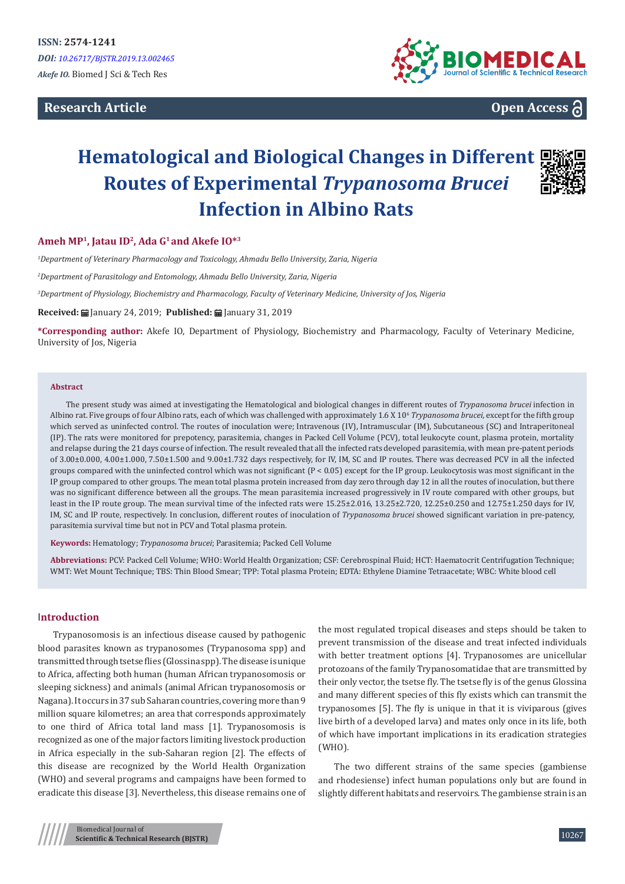ISSN: 2574-1241

*DOI: 10.26717/BJSTR.2019.13.002465*

*Akefe IO.* Biomed J Sci & Tech Res

**Research Article**

**Open Access**

# Hematological and Biological Changes in Different Routes of Experimental *Trypanosoma Brucei* Infection in Albino Rats

**Ameh MP[1], Jatau ID[2], Ada G[1] and Akefe IO*[3]**

*[1]Department of Veterinary Pharmacology and Toxicology, Ahmadu Bello University, Zaria, Nigeria*

*[2]Department of Parasitology and Entomology, Ahmadu Bello University, Zaria, Nigeria*

*[3]Department of Physiology, Biochemistry and Pharmacology, Faculty of Veterinary Medicine, University of Jos, Nigeria*

**Received:** January 24, 2019; **Published:** January 31, 2019

***Corresponding author:** Akefe IO, Department of Physiology, Biochemistry and Pharmacology, Faculty of Veterinary Medicine, University of Jos, Nigeria

## Abstract

The present study was aimed at investigating the Hematological and biological changes in different routes of *Trypanosoma brucei* infection in Albino rat. Five groups of four Albino rats, each of which was challenged with approximately 1.6 X $10^6$ *Trypanosoma brucei,* except for the fifth group which served as uninfected control. The routes of inoculation were; Intravenous (IV), Intramuscular (IM), Subcutaneous (SC) and Intraperitoneal (IP). The rats were monitored for prepotency, parasitemia, changes in Packed Cell Volume (PCV), total leukocyte count, plasma protein, mortality and relapse during the 21 days course of infection. The result revealed that all the infected rats developed parasitemia, with mean pre-patent periods of 3.00±0.000, 4.00±1.000, 7.50±1.500 and 9.00±1.732 days respectively, for IV, IM, SC and IP routes. There was decreased PCV in all the infected groups compared with the uninfected control which was not significant ($P < 0.05$) except for the IP group. Leukocytosis was most significant in the IP group compared to other groups. The mean total plasma protein increased from day zero through day 12 in all the routes of inoculation, but there was no significant difference between all the groups. The mean parasitemia increased progressively in IV route compared with other groups, but least in the IP route group. The mean survival time of the infected rats were 15.25±2.016, 13.25±2.720, 12.25±0.250 and 12.75±1.250 days for IV, IM, SC and IP route, respectively. In conclusion, different routes of inoculation of *Trypanosoma brucei* showed significant variation in pre-patency, parasitemia survival time but not in PCV and Total plasma protein.

**Keywords:** Hematology; *Trypanosoma brucei*; Parasitemia; Packed Cell Volume

**Abbreviations:** PCV: Packed Cell Volume; WHO: World Health Organization; CSF: Cerebrospinal Fluid; HCT: Haematocrit Centrifugation Technique; WMT: Wet Mount Technique; TBS: Thin Blood Smear; TPP: Total plasma Protein; EDTA: Ethylene Diamine Tetraacetate; WBC: White blood cell

## Introduction

Trypanosomosis is an infectious disease caused by pathogenic blood parasites known as trypanosomes (Trypanosoma spp) and transmitted through tsetse flies (Glossina spp). The disease is unique to Africa, affecting both human (human African trypanosomosis or sleeping sickness) and animals (animal African trypanosomosis or Nagana). It occurs in 37 sub Saharan countries, covering more than 9 million square kilometres; an area that corresponds approximately to one third of Africa total land mass [1]. Trypanosomosis is recognized as one of the major factors limiting livestock production in Africa especially in the sub-Saharan region [2]. The effects of this disease are recognized by the World Health Organization (WHO) and several programs and campaigns have been formed to eradicate this disease [3]. Nevertheless, this disease remains one of the most regulated tropical diseases and steps should be taken to prevent transmission of the disease and treat infected individuals with better treatment options [4]. Trypanosomes are unicellular protozoans of the family Trypanosomatidae that are transmitted by their only vector, the tsetse fly. The tsetse fly is of the genus Glossina and many different species of this fly exists which can transmit the trypanosomes [5]. The fly is unique in that it is viviparous (gives live birth of a developed larva) and mates only once in its life, both of which have important implications in its eradication strategies (WHO).

The two different strains of the same species (gambiense and rhodesiense) infect human populations only but are found in slightly different habitats and reservoirs. The gambiense strain is an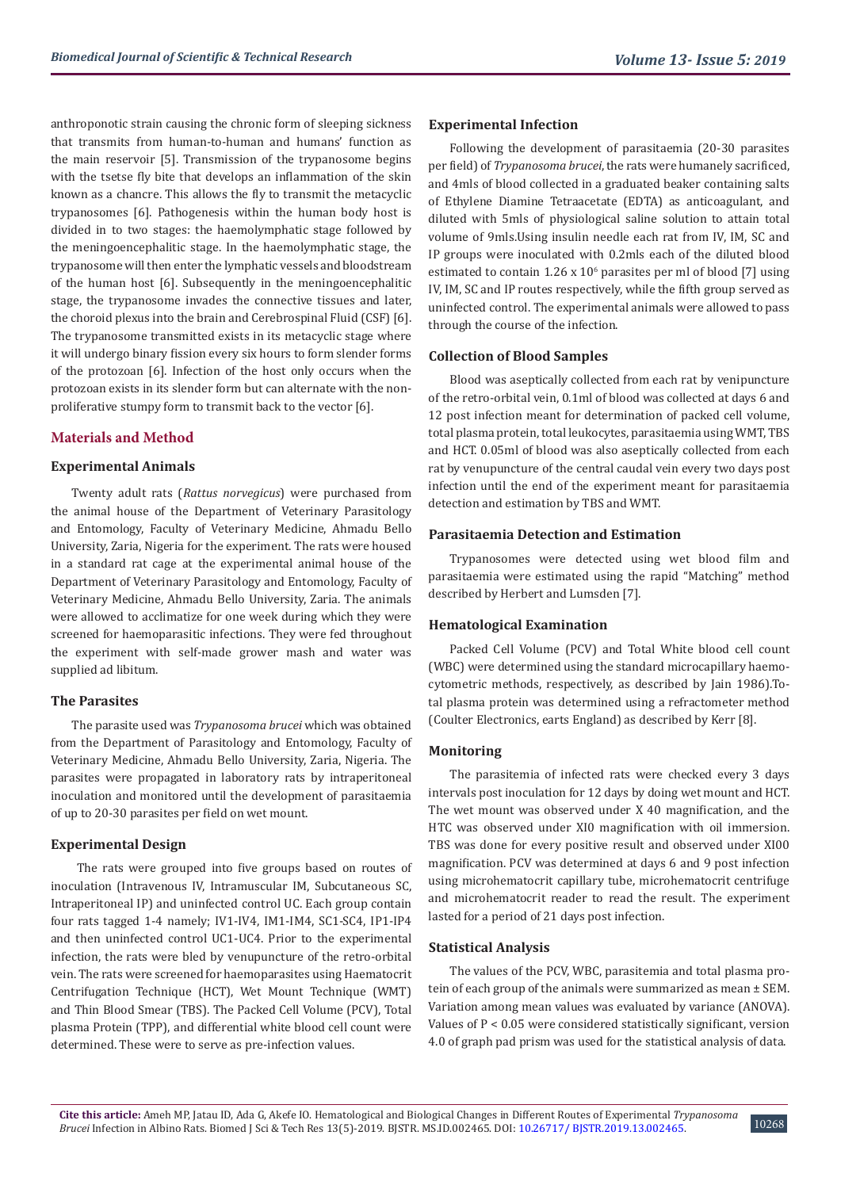anthroponotic strain causing the chronic form of sleeping sickness that transmits from human-to-human and humans' function as the main reservoir [5]. Transmission of the trypanosome begins with the tsetse fly bite that develops an inflammation of the skin known as a chancre. This allows the fly to transmit the metacyclic trypanosomes [6]. Pathogenesis within the human body host is divided in to two stages: the haemolymphatic stage followed by the meningoencephalitic stage. In the haemolymphatic stage, the trypanosome will then enter the lymphatic vessels and bloodstream of the human host [6]. Subsequently in the meningoencephalitic stage, the trypanosome invades the connective tissues and later, the choroid plexus into the brain and Cerebrospinal Fluid (CSF) [6]. The trypanosome transmitted exists in its metacyclic stage where it will undergo binary fission every six hours to form slender forms of the protozoan [6]. Infection of the host only occurs when the protozoan exists in its slender form but can alternate with the non-proliferative stumpy form to transmit back to the vector [6].

## Materials and Method

### Experimental Animals

Twenty adult rats (*Rattus norvegicus*) were purchased from the animal house of the Department of Veterinary Parasitology and Entomology, Faculty of Veterinary Medicine, Ahmadu Bello University, Zaria, Nigeria for the experiment. The rats were housed in a standard rat cage at the experimental animal house of the Department of Veterinary Parasitology and Entomology, Faculty of Veterinary Medicine, Ahmadu Bello University, Zaria. The animals were allowed to acclimatize for one week during which they were screened for haemoparasitic infections. They were fed throughout the experiment with self-made grower mash and water was supplied ad libitum.

### The Parasites

The parasite used was *Trypanosoma brucei* which was obtained from the Department of Parasitology and Entomology, Faculty of Veterinary Medicine, Ahmadu Bello University, Zaria, Nigeria. The parasites were propagated in laboratory rats by intraperitoneal inoculation and monitored until the development of parasitaemia of up to 20-30 parasites per field on wet mount.

### Experimental Design

The rats were grouped into five groups based on routes of inoculation (Intravenous IV, Intramuscular IM, Subcutaneous SC, Intraperitoneal IP) and uninfected control UC. Each group contain four rats tagged 1-4 namely; IV1-IV4, IM1-IM4, SC1-SC4, IP1-IP4 and then uninfected control UC1-UC4. Prior to the experimental infection, the rats were bled by venupuncture of the retro-orbital vein. The rats were screened for haemoparasites using Haematocrit Centrifugation Technique (HCT), Wet Mount Technique (WMT) and Thin Blood Smear (TBS). The Packed Cell Volume (PCV), Total plasma Protein (TPP), and differential white blood cell count were determined. These were to serve as pre-infection values.

### Experimental Infection

Following the development of parasitaemia (20-30 parasites per field) of *Trypanosoma brucei*, the rats were humanely sacrificed, and 4mls of blood collected in a graduated beaker containing salts of Ethylene Diamine Tetraacetate (EDTA) as anticoagulant, and diluted with 5mls of physiological saline solution to attain total volume of 9mls.Using insulin needle each rat from IV, IM, SC and IP groups were inoculated with 0.2mls each of the diluted blood estimated to contain $1.26 \times 10^6$ parasites per ml of blood [7] using IV, IM, SC and IP routes respectively, while the fifth group served as uninfected control. The experimental animals were allowed to pass through the course of the infection.

### Collection of Blood Samples

Blood was aseptically collected from each rat by venipuncture of the retro-orbital vein, 0.1ml of blood was collected at days 6 and 12 post infection meant for determination of packed cell volume, total plasma protein, total leukocytes, parasitaemia using WMT, TBS and HCT. 0.05ml of blood was also aseptically collected from each rat by venupuncture of the central caudal vein every two days post infection until the end of the experiment meant for parasitaemia detection and estimation by TBS and WMT.

### Parasitaemia Detection and Estimation

Trypanosomes were detected using wet blood film and parasitaemia were estimated using the rapid "Matching" method described by Herbert and Lumsden [7].

### Hematological Examination

Packed Cell Volume (PCV) and Total White blood cell count (WBC) were determined using the standard microcapillary haemocytometric methods, respectively, as described by Jain 1986).Total plasma protein was determined using a refractometer method (Coulter Electronics, earts England) as described by Kerr [8].

### Monitoring

The parasitemia of infected rats were checked every 3 days intervals post inoculation for 12 days by doing wet mount and HCT. The wet mount was observed under X 40 magnification, and the HTC was observed under XI0 magnification with oil immersion. TBS was done for every positive result and observed under XI00 magnification. PCV was determined at days 6 and 9 post infection using microhematocrit capillary tube, microhematocrit centrifuge and microhematocrit reader to read the result. The experiment lasted for a period of 21 days post infection.

### Statistical Analysis

The values of the PCV, WBC, parasitemia and total plasma protein of each group of the animals were summarized as mean ± SEM. Variation among mean values was evaluated by variance (ANOVA). Values of $P < 0.05$ were considered statistically significant, version 4.0 of graph pad prism was used for the statistical analysis of data.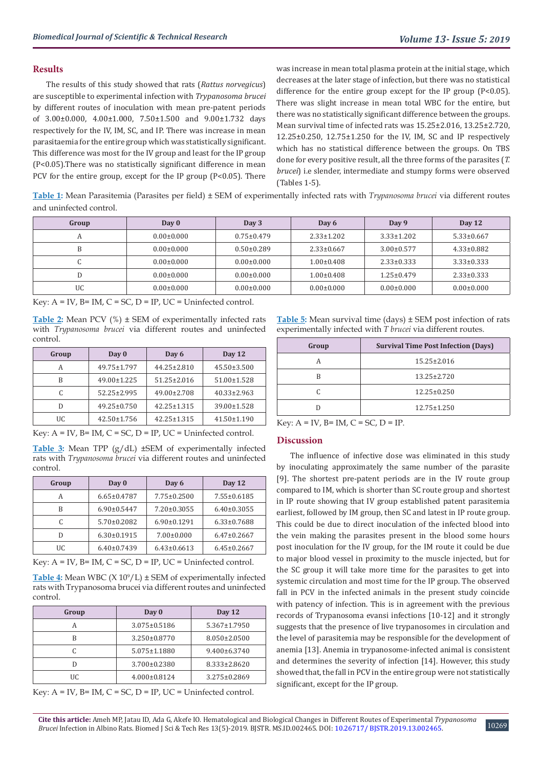## Results

The results of this study showed that rats (*Rattus norvegicus*) are susceptible to experimental infection with *Trypanosoma brucei* by different routes of inoculation with mean pre-patent periods of 3.00±0.000, 4.00±1.000, 7.50±1.500 and 9.00±1.732 days respectively for the IV, IM, SC, and IP. There was increase in mean parasitaemia for the entire group which was statistically significant. This difference was most for the IV group and least for the IP group (P<0.05).There was no statistically significant difference in mean PCV for the entire group, except for the IP group (P<0.05). There was increase in mean total plasma protein at the initial stage, which decreases at the later stage of infection, but there was no statistical difference for the entire group except for the IP group (P<0.05). There was slight increase in mean total WBC for the entire, but there was no statistically significant difference between the groups. Mean survival time of infected rats was 15.25±2.016, 13.25±2.720, 12.25±0.250, 12.75±1.250 for the IV, IM, SC and IP respectively which has no statistical difference between the groups. On TBS done for every positive result, all the three forms of the parasites (*T. brucei*) i.e slender, intermediate and stumpy forms were observed (Tables 1-5).

Table 1: Mean Parasitemia (Parasites per field) ± SEM of experimentally infected rats with *Trypanosoma brucei* via different routes and uninfected control.

| Group | Day 0 | Day 3 | Day 6 | Day 9 | Day 12 |
|---|---|---|---|---|---|
| A | 0.00±0.000 | 0.75±0.479 | 2.33±1.202 | 3.33±1.202 | 5.33±0.667 |
| B | 0.00±0.000 | 0.50±0.289 | 2.33±0.667 | 3.00±0.577 | 4.33±0.882 |
| C | 0.00±0.000 | 0.00±0.000 | 1.00±0.408 | 2.33±0.333 | 3.33±0.333 |
| D | 0.00±0.000 | 0.00±0.000 | 1.00±0.408 | 1.25±0.479 | 2.33±0.333 |
| UC | 0.00±0.000 | 0.00±0.000 | 0.00±0.000 | 0.00±0.000 | 0.00±0.000 |

Key: A = IV, B= IM, C = SC, D = IP, UC = Uninfected control.

Table 2: Mean PCV (%) ± SEM of experimentally infected rats with *Trypanosoma brucei* via different routes and uninfected control.

| Group | Day 0 | Day 6 | Day 12 |
|---|---|---|---|
| A | 49.75±1.797 | 44.25±2.810 | 45.50±3.500 |
| B | 49.00±1.225 | 51.25±2.016 | 51.00±1.528 |
| C | 52.25±2.995 | 49.00±2.708 | 40.33±2.963 |
| D | 49.25±0.750 | 42.25±1.315 | 39.00±1.528 |
| UC | 42.50±1.756 | 42.25±1.315 | 41.50±1.190 |

Key: A = IV, B= IM, C = SC, D = IP, UC = Uninfected control.

Table 3: Mean TPP (g/dL) ±SEM of experimentally infected rats with *Trypanosoma brucei* via different routes and uninfected control.

| Group | Day 0 | Day 6 | Day 12 |
|---|---|---|---|
| A | 6.65±0.4787 | 7.75±0.2500 | 7.55±0.6185 |
| B | 6.90±0.5447 | 7.20±0.3055 | 6.40±0.3055 |
| C | 5.70±0.2082 | 6.90±0.1291 | 6.33±0.7688 |
| D | 6.30±0.1915 | 7.00±0.000 | 6.47±0.2667 |
| UC | 6.40±0.7439 | 6.43±0.6613 | 6.45±0.2667 |

Key: A = IV, B= IM, C = SC, D = IP, UC = Uninfected control.

Table 4: Mean WBC (X $10^9$/L) ± SEM of experimentally infected rats with Trypanosoma brucei via different routes and uninfected control.

| Group | Day 0 | Day 12 |
|---|---|---|
| A | 3.075±0.5186 | 5.367±1.7950 |
| B | 3.250±0.8770 | 8.050±2.0500 |
| C | 5.075±1.1880 | 9.400±6.3740 |
| D | 3.700±0.2380 | 8.333±2.8620 |
| UC | 4.000±0.8124 | 3.275±0.2869 |

Key: A = IV, B= IM, C = SC, D = IP, UC = Uninfected control.

Table 5: Mean survival time (days) ± SEM post infection of rats experimentally infected with *T brucei* via different routes.

| Group | Survival Time Post Infection (Days) |
|---|---|
| A | 15.25±2.016 |
| B | 13.25±2.720 |
| C | 12.25±0.250 |
| D | 12.75±1.250 |

Key: A = IV, B= IM, C = SC, D = IP.

## Discussion

The influence of infective dose was eliminated in this study by inoculating approximately the same number of the parasite [9]. The shortest pre-patent periods are in the IV route group compared to IM, which is shorter than SC route group and shortest in IP route showing that IV group established patent parasitemia earliest, followed by IM group, then SC and latest in IP route group. This could be due to direct inoculation of the infected blood into the vein making the parasites present in the blood some hours post inoculation for the IV group, for the IM route it could be due to major blood vessel in proximity to the muscle injected, but for the SC group it will take more time for the parasites to get into systemic circulation and most time for the IP group. The observed fall in PCV in the infected animals in the present study coincide with patency of infection. This is in agreement with the previous records of Trypanosoma evansi infections [10-12] and it strongly suggests that the presence of live trypanosomes in circulation and the level of parasitemia may be responsible for the development of anemia [13]. Anemia in trypanosome-infected animal is consistent and determines the severity of infection [14]. However, this study showed that, the fall in PCV in the entire group were not statistically significant, except for the IP group.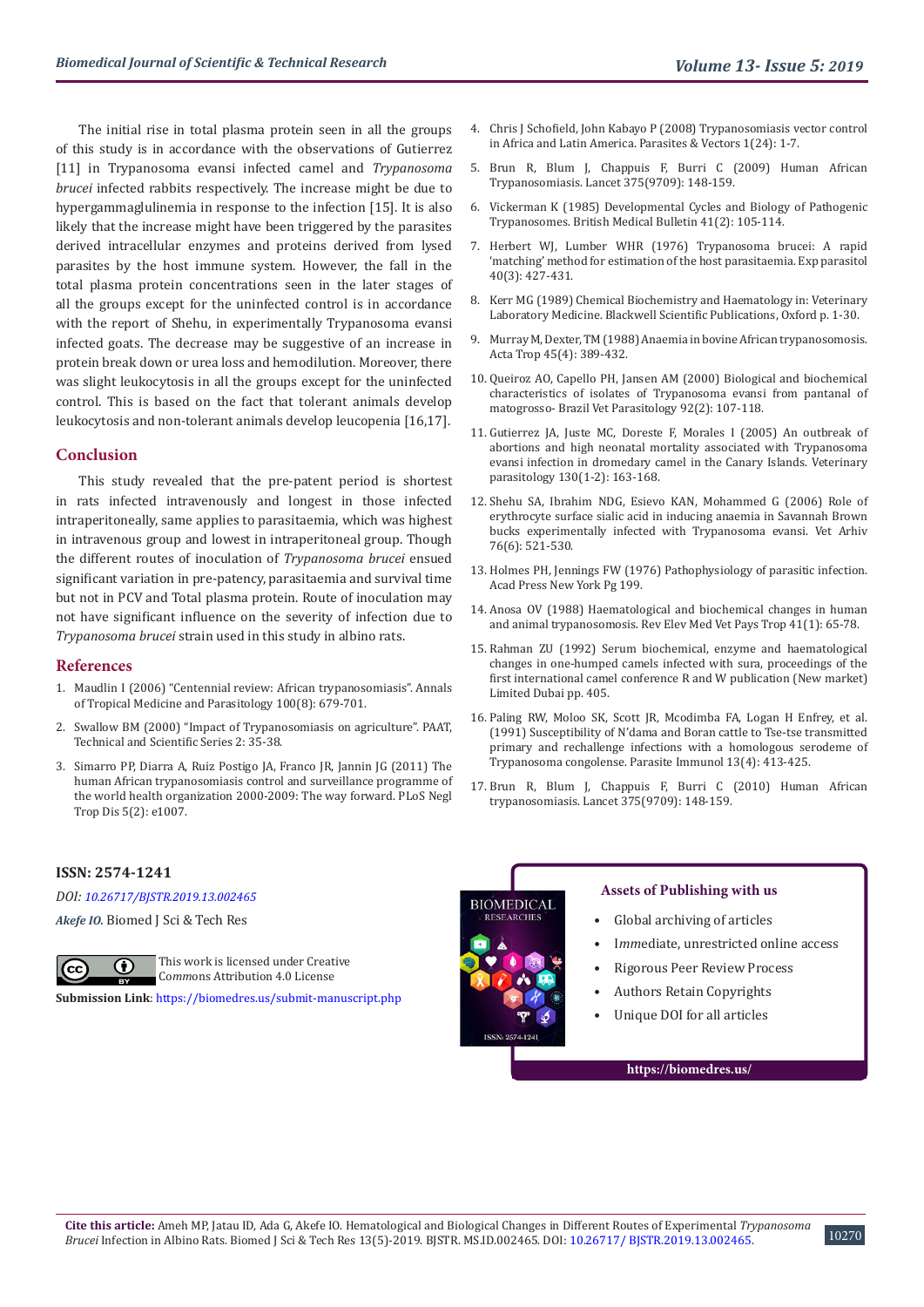The initial rise in total plasma protein seen in all the groups of this study is in accordance with the observations of Gutierrez [11] in Trypanosoma evansi infected camel and *Trypanosoma brucei* infected rabbits respectively. The increase might be due to hypergammaglulinemia in response to the infection [15]. It is also likely that the increase might have been triggered by the parasites derived intracellular enzymes and proteins derived from lysed parasites by the host immune system. However, the fall in the total plasma protein concentrations seen in the later stages of all the groups except for the uninfected control is in accordance with the report of Shehu, in experimentally Trypanosoma evansi infected goats. The decrease may be suggestive of an increase in protein break down or urea loss and hemodilution. Moreover, there was slight leukocytosis in all the groups except for the uninfected control. This is based on the fact that tolerant animals develop leukocytosis and non-tolerant animals develop leucopenia [16,17].

## Conclusion

This study revealed that the pre-patent period is shortest in rats infected intravenously and longest in those infected intraperitoneally, same applies to parasitaemia, which was highest in intravenous group and lowest in intraperitoneal group. Though the different routes of inoculation of *Trypanosoma brucei* ensued significant variation in pre-patency, parasitaemia and survival time but not in PCV and Total plasma protein. Route of inoculation may not have significant influence on the severity of infection due to *Trypanosoma brucei* strain used in this study in albino rats.

## References

1. Maudlin I (2006) "Centennial review: African trypanosomiasis". Annals of Tropical Medicine and Parasitology 100(8): 679-701.
2. Swallow BM (2000) "Impact of Trypanosomiasis on agriculture". PAAT, Technical and Scientific Series 2: 35-38.
3. Simarro PP, Diarra A, Ruiz Postigo JA, Franco JR, Jannin JG (2011) The human African trypanosomiasis control and surveillance programme of the world health organization 2000-2009: The way forward. PLoS Negl Trop Dis 5(2): e1007.
4. Chris J Schofield, John Kabayo P (2008) Trypanosomiasis vector control in Africa and Latin America. Parasites & Vectors 1(24): 1-7.
5. Brun R, Blum J, Chappuis F, Burri C (2009) Human African Trypanosomiasis. Lancet 375(9709): 148-159.
6. Vickerman K (1985) Developmental Cycles and Biology of Pathogenic Trypanosomes. British Medical Bulletin 41(2): 105-114.
7. Herbert WJ, Lumber WHR (1976) Trypanosoma brucei: A rapid 'matching' method for estimation of the host parasitaemia. Exp parasitol 40(3): 427-431.
8. Kerr MG (1989) Chemical Biochemistry and Haematology in: Veterinary Laboratory Medicine. Blackwell Scientific Publications, Oxford p. 1-30.
9. Murray M, Dexter, TM (1988) Anaemia in bovine African trypanosomosis. Acta Trop 45(4): 389-432.
10. Queiroz AO, Capello PH, Jansen AM (2000) Biological and biochemical characteristics of isolates of Trypanosoma evansi from pantanal of matogrosso- Brazil Vet Parasitology 92(2): 107-118.
11. Gutierrez JA, Juste MC, Doreste F, Morales I (2005) An outbreak of abortions and high neonatal mortality associated with Trypanosoma evansi infection in dromedary camel in the Canary Islands. Veterinary parasitology 130(1-2): 163-168.
12. Shehu SA, Ibrahim NDG, Esievo KAN, Mohammed G (2006) Role of erythrocyte surface sialic acid in inducing anaemia in Savannah Brown bucks experimentally infected with Trypanosoma evansi. Vet Arhiv 76(6): 521-530.
13. Holmes PH, Jennings FW (1976) Pathophysiology of parasitic infection. Acad Press New York Pg 199.
14. Anosa OV (1988) Haematological and biochemical changes in human and animal trypanosomosis. Rev Elev Med Vet Pays Trop 41(1): 65-78.
15. Rahman ZU (1992) Serum biochemical, enzyme and haematological changes in one-humped camels infected with sura, proceedings of the first international camel conference R and W publication (New market) Limited Dubai pp. 405.
16. Paling RW, Moloo SK, Scott JR, Mcodimba FA, Logan H Enfrey, et al. (1991) Susceptibility of N'dama and Boran cattle to Tse-tse transmitted primary and rechallenge infections with a homologous serodeme of Trypanosoma congolense. Parasite Immunol 13(4): 413-425.
17. Brun R, Blum J, Chappuis F, Burri C (2010) Human African trypanosomiasis. Lancet 375(9709): 148-159.

**ISSN: 2574-1241**

*DOI: 10.26717/BJSTR.2019.13.002465*

*Akefe IO.* Biomed J Sci & Tech Res

This work is licensed under Creative Commons Attribution 4.0 License

**Submission Link**: https://biomedres.us/submit-manuscript.php

**Assets of Publishing with us**

- Global archiving of articles
- Immediate, unrestricted online access
- Rigorous Peer Review Process
- Authors Retain Copyrights
- Unique DOI for all articles

https://biomedres.us/

**Cite this article:** Ameh MP, Jatau ID, Ada G, Akefe IO. Hematological and Biological Changes in Different Routes of Experimental *Trypanosoma Brucei* Infection in Albino Rats. Biomed J Sci & Tech Res 13(5)-2019. BJSTR. MS.ID.002465. DOI: 10.26717/ BJSTR.2019.13.002465.